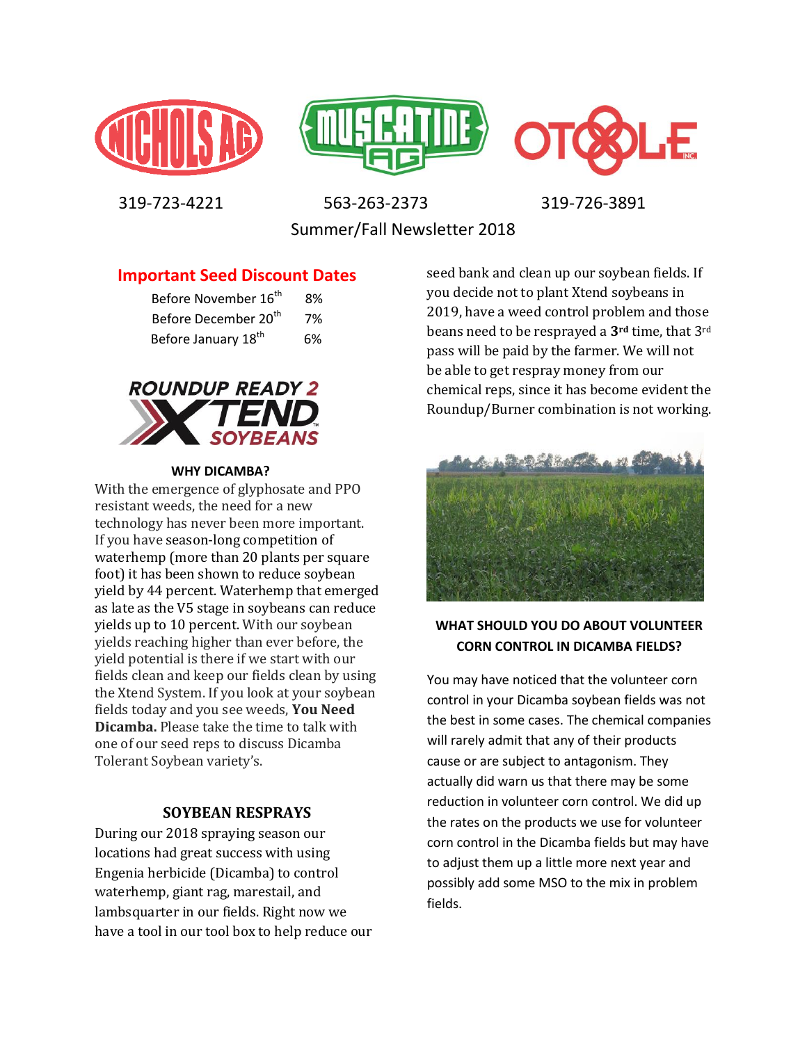NICHOLS AG | MUSCATINE AG | OTOOLE INC.

319-723-4221 563-263-2373 319-726-3891

Summer/Fall Newsletter 2018

## Important Seed Discount Dates

| | |
|---|---|
| Before November 16th | 8% |
| Before December 20th | 7% |
| Before January 18th | 6% |

ROUNDUP READY 2 XTEND SOYBEANS

### WHY DICAMBA?

With the emergence of glyphosate and PPO resistant weeds, the need for a new technology has never been more important. If you have season-long competition of waterhemp (more than 20 plants per square foot) it has been shown to reduce soybean yield by 44 percent. Waterhemp that emerged as late as the V5 stage in soybeans can reduce yields up to 10 percent. With our soybean yields reaching higher than ever before, the yield potential is there if we start with our fields clean and keep our fields clean by using the Xtend System. If you look at your soybean fields today and you see weeds, **You Need Dicamba.** Please take the time to talk with one of our seed reps to discuss Dicamba Tolerant Soybean variety's.

### SOYBEAN RESPRAYS

During our 2018 spraying season our locations had great success with using Engenia herbicide (Dicamba) to control waterhemp, giant rag, marestail, and lambsquarter in our fields. Right now we have a tool in our tool box to help reduce our seed bank and clean up our soybean fields. If you decide not to plant Xtend soybeans in 2019, have a weed control problem and those beans need to be resprayed a **3rd** time, that 3rd pass will be paid by the farmer. We will not be able to get respray money from our chemical reps, since it has become evident the Roundup/Burner combination is not working.

### WHAT SHOULD YOU DO ABOUT VOLUNTEER CORN CONTROL IN DICAMBA FIELDS?

You may have noticed that the volunteer corn control in your Dicamba soybean fields was not the best in some cases. The chemical companies will rarely admit that any of their products cause or are subject to antagonism. They actually did warn us that there may be some reduction in volunteer corn control. We did up the rates on the products we use for volunteer corn control in the Dicamba fields but may have to adjust them up a little more next year and possibly add some MSO to the mix in problem fields.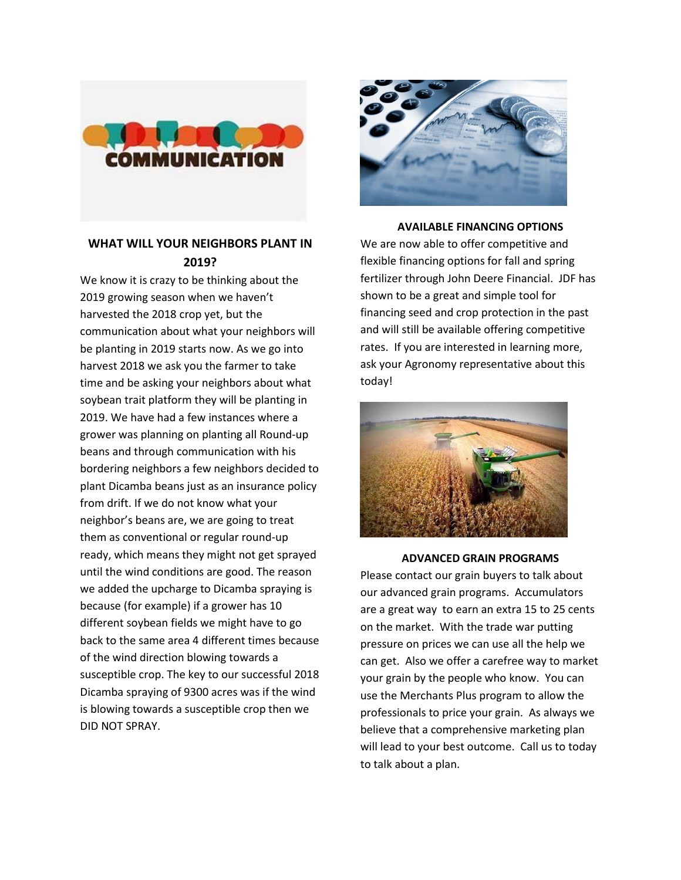## WHAT WILL YOUR NEIGHBORS PLANT IN 2019?

We know it is crazy to be thinking about the 2019 growing season when we haven't harvested the 2018 crop yet, but the communication about what your neighbors will be planting in 2019 starts now. As we go into harvest 2018 we ask you the farmer to take time and be asking your neighbors about what soybean trait platform they will be planting in 2019. We have had a few instances where a grower was planning on planting all Round-up beans and through communication with his bordering neighbors a few neighbors decided to plant Dicamba beans just as an insurance policy from drift. If we do not know what your neighbor's beans are, we are going to treat them as conventional or regular round-up ready, which means they might not get sprayed until the wind conditions are good. The reason we added the upcharge to Dicamba spraying is because (for example) if a grower has 10 different soybean fields we might have to go back to the same area 4 different times because of the wind direction blowing towards a susceptible crop. The key to our successful 2018 Dicamba spraying of 9300 acres was if the wind is blowing towards a susceptible crop then we DID NOT SPRAY.

## AVAILABLE FINANCING OPTIONS

We are now able to offer competitive and flexible financing options for fall and spring fertilizer through John Deere Financial. JDF has shown to be a great and simple tool for financing seed and crop protection in the past and will still be available offering competitive rates. If you are interested in learning more, ask your Agronomy representative about this today!

## ADVANCED GRAIN PROGRAMS

Please contact our grain buyers to talk about our advanced grain programs. Accumulators are a great way to earn an extra 15 to 25 cents on the market. With the trade war putting pressure on prices we can use all the help we can get. Also we offer a carefree way to market your grain by the people who know. You can use the Merchants Plus program to allow the professionals to price your grain. As always we believe that a comprehensive marketing plan will lead to your best outcome. Call us to today to talk about a plan.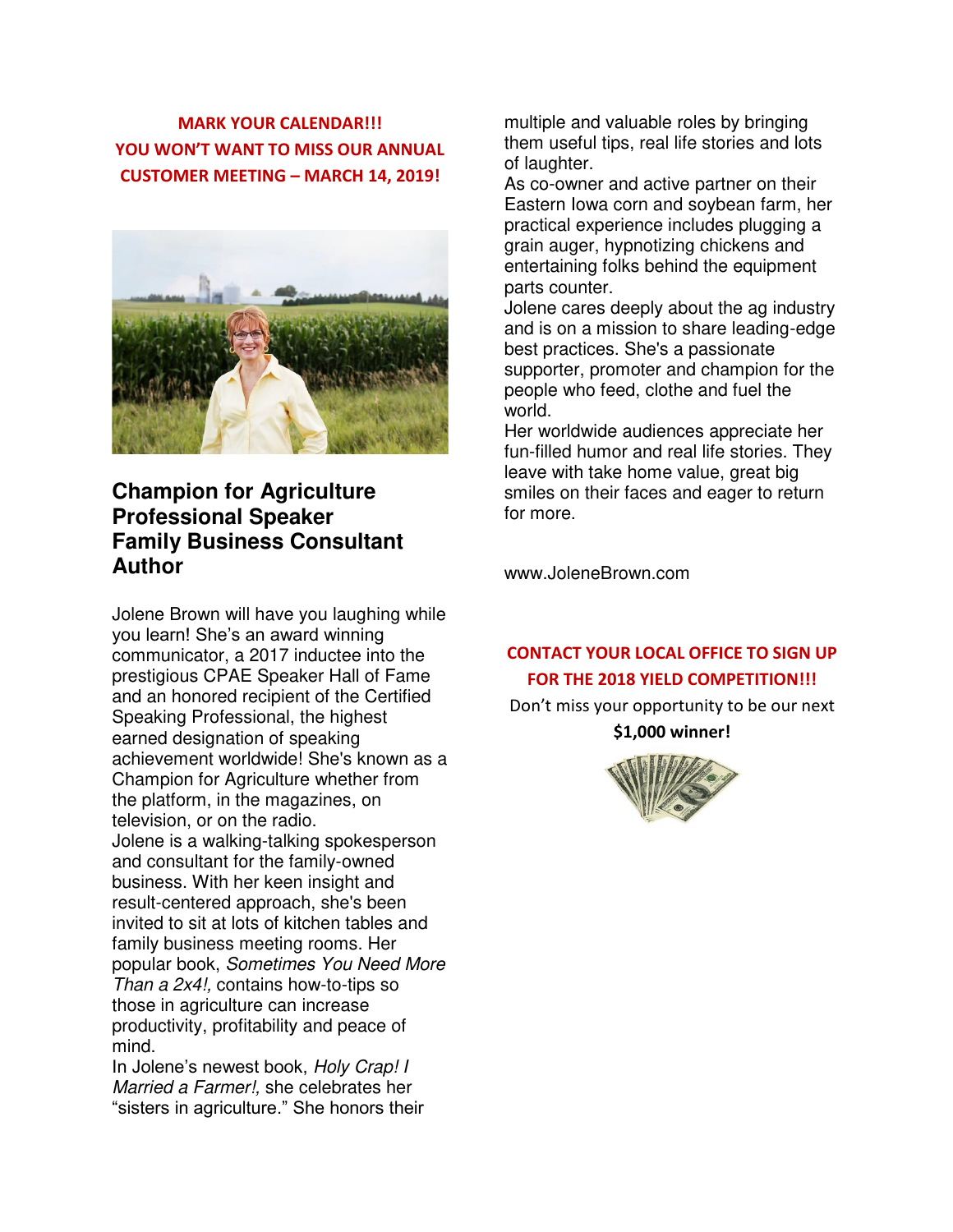**MARK YOUR CALENDAR!!!**
**YOU WON'T WANT TO MISS OUR ANNUAL CUSTOMER MEETING – MARCH 14, 2019!**

## Champion for Agriculture
## Professional Speaker
## Family Business Consultant
## Author

Jolene Brown will have you laughing while you learn! She's an award winning communicator, a 2017 inductee into the prestigious CPAE Speaker Hall of Fame and an honored recipient of the Certified Speaking Professional, the highest earned designation of speaking achievement worldwide! She's known as a Champion for Agriculture whether from the platform, in the magazines, on television, or on the radio.

Jolene is a walking-talking spokesperson and consultant for the family-owned business. With her keen insight and result-centered approach, she's been invited to sit at lots of kitchen tables and family business meeting rooms. Her popular book, *Sometimes You Need More Than a 2x4!,* contains how-to-tips so those in agriculture can increase productivity, profitability and peace of mind.

In Jolene's newest book, *Holy Crap! I Married a Farmer!,* she celebrates her "sisters in agriculture." She honors their multiple and valuable roles by bringing them useful tips, real life stories and lots of laughter.

As co-owner and active partner on their Eastern Iowa corn and soybean farm, her practical experience includes plugging a grain auger, hypnotizing chickens and entertaining folks behind the equipment parts counter.

Jolene cares deeply about the ag industry and is on a mission to share leading-edge best practices. She's a passionate supporter, promoter and champion for the people who feed, clothe and fuel the world.

Her worldwide audiences appreciate her fun-filled humor and real life stories. They leave with take home value, great big smiles on their faces and eager to return for more.

www.JoleneBrown.com

**CONTACT YOUR LOCAL OFFICE TO SIGN UP FOR THE 2018 YIELD COMPETITION!!!**

Don't miss your opportunity to be our next **$1,000 winner!**